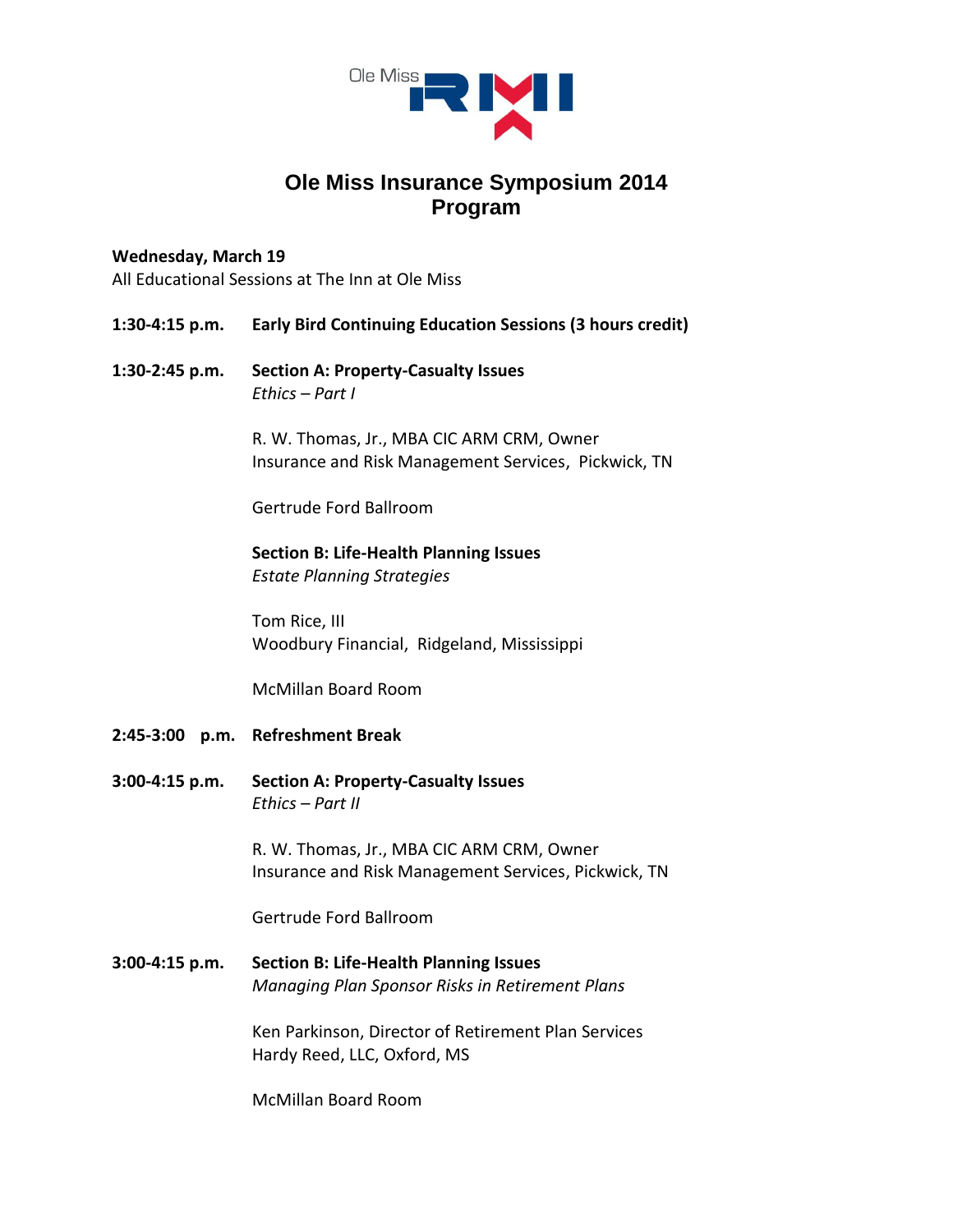# Ole Miss Insurance Symposium 2014 Program

**Wednesday, March 19**
All Educational Sessions at The Inn at Ole Miss

**1:30-4:15 p.m.** **Early Bird Continuing Education Sessions (3 hours credit)**

**1:30-2:45 p.m.** **Section A: Property-Casualty Issues**
*Ethics – Part I*

R. W. Thomas, Jr., MBA CIC ARM CRM, Owner
Insurance and Risk Management Services, Pickwick, TN

Gertrude Ford Ballroom

**Section B: Life-Health Planning Issues**
*Estate Planning Strategies*

Tom Rice, III
Woodbury Financial, Ridgeland, Mississippi

McMillan Board Room

**2:45-3:00 p.m.** **Refreshment Break**

**3:00-4:15 p.m.** **Section A: Property-Casualty Issues**
*Ethics – Part II*

R. W. Thomas, Jr., MBA CIC ARM CRM, Owner
Insurance and Risk Management Services, Pickwick, TN

Gertrude Ford Ballroom

**3:00-4:15 p.m.** **Section B: Life-Health Planning Issues**
*Managing Plan Sponsor Risks in Retirement Plans*

Ken Parkinson, Director of Retirement Plan Services
Hardy Reed, LLC, Oxford, MS

McMillan Board Room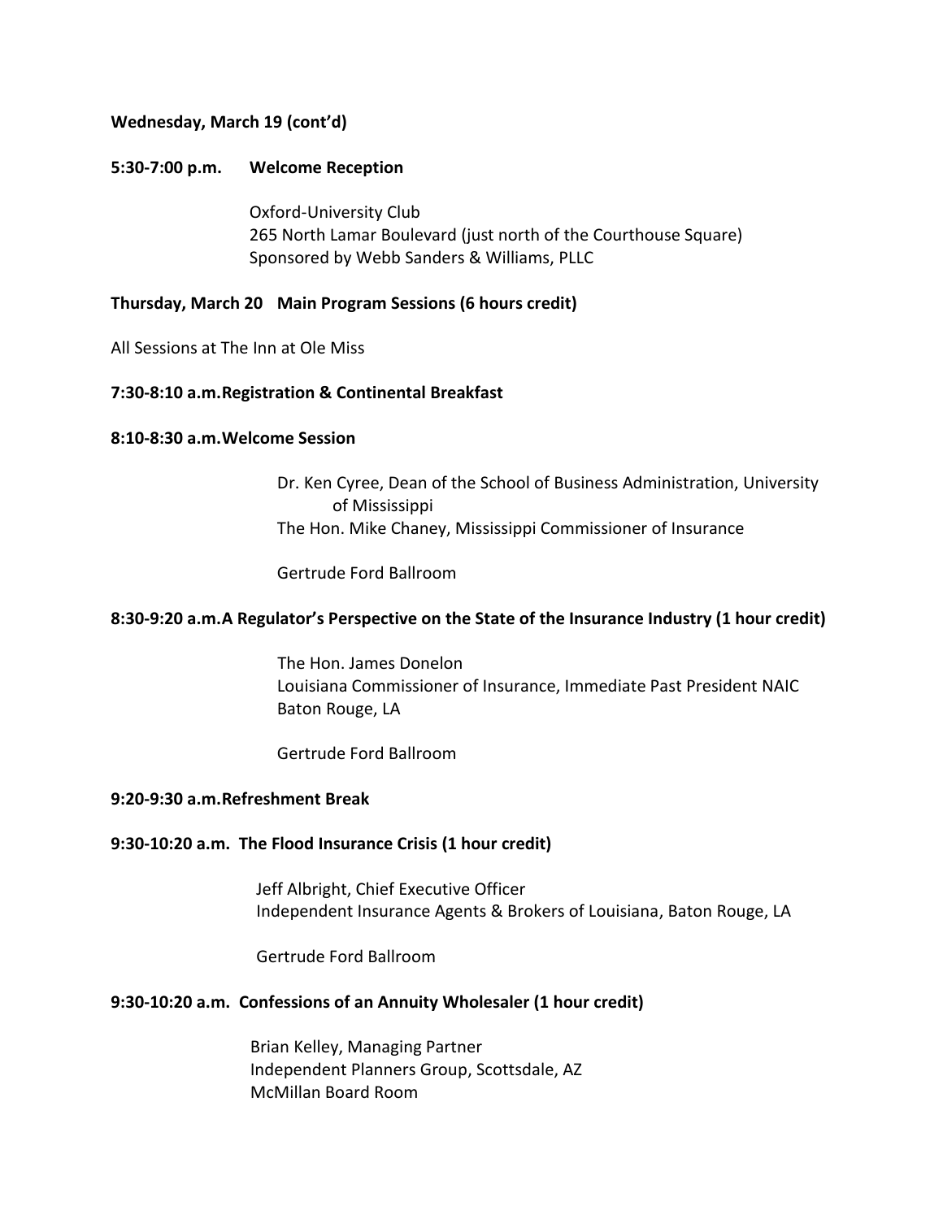**Wednesday, March 19 (cont'd)**

**5:30-7:00 p.m. Welcome Reception**

Oxford-University Club
265 North Lamar Boulevard (just north of the Courthouse Square)
Sponsored by Webb Sanders & Williams, PLLC

**Thursday, March 20 Main Program Sessions (6 hours credit)**

All Sessions at The Inn at Ole Miss

**7:30-8:10 a.m.Registration & Continental Breakfast**

**8:10-8:30 a.m.Welcome Session**

Dr. Ken Cyree, Dean of the School of Business Administration, University of Mississippi
The Hon. Mike Chaney, Mississippi Commissioner of Insurance

Gertrude Ford Ballroom

**8:30-9:20 a.m.A Regulator's Perspective on the State of the Insurance Industry (1 hour credit)**

The Hon. James Donelon
Louisiana Commissioner of Insurance, Immediate Past President NAIC
Baton Rouge, LA

Gertrude Ford Ballroom

**9:20-9:30 a.m.Refreshment Break**

**9:30-10:20 a.m. The Flood Insurance Crisis (1 hour credit)**

Jeff Albright, Chief Executive Officer
Independent Insurance Agents & Brokers of Louisiana, Baton Rouge, LA

Gertrude Ford Ballroom

**9:30-10:20 a.m. Confessions of an Annuity Wholesaler (1 hour credit)**

Brian Kelley, Managing Partner
Independent Planners Group, Scottsdale, AZ
McMillan Board Room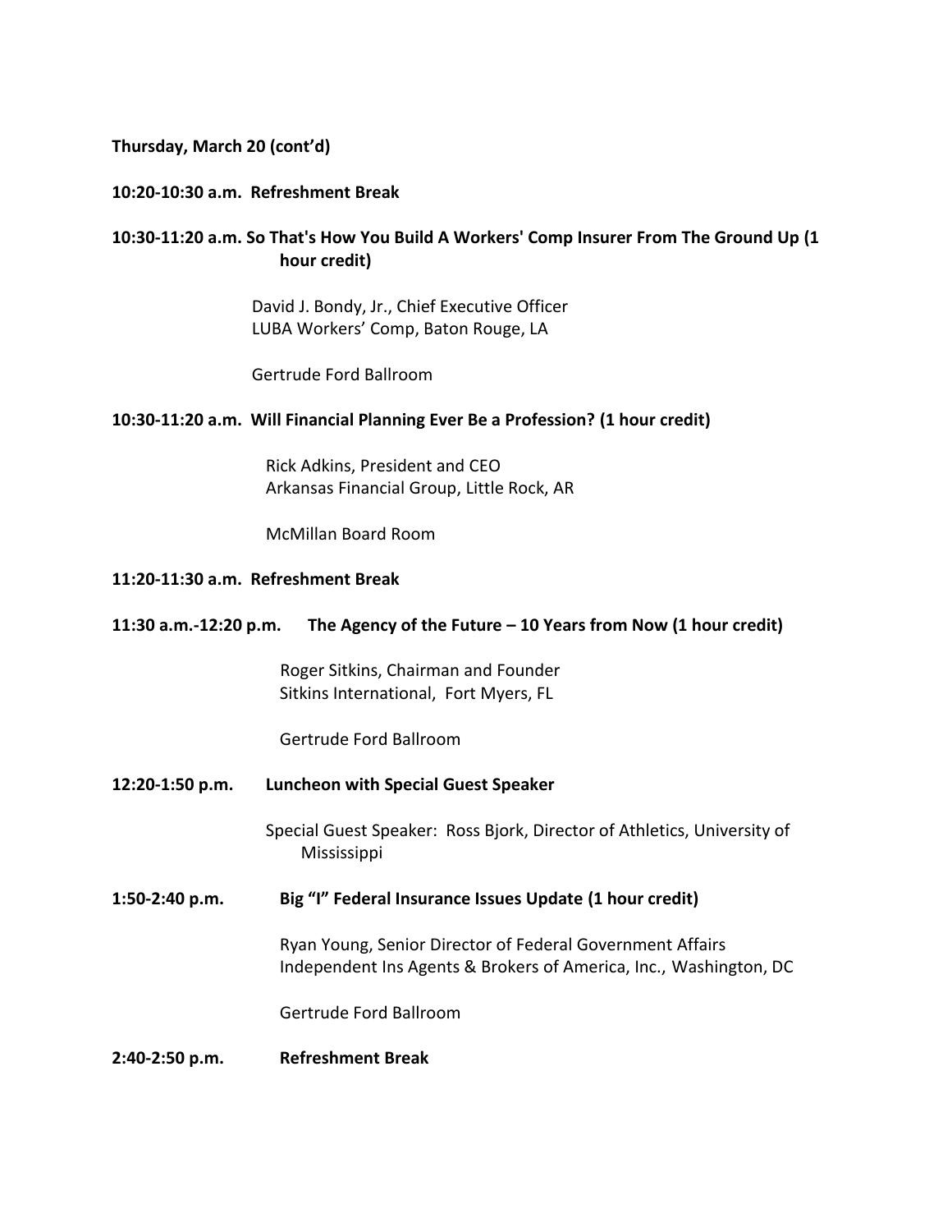**Thursday, March 20 (cont'd)**

**10:20-10:30 a.m. Refreshment Break**

**10:30-11:20 a.m. So That's How You Build A Workers' Comp Insurer From The Ground Up (1 hour credit)**

David J. Bondy, Jr., Chief Executive Officer
LUBA Workers' Comp, Baton Rouge, LA

Gertrude Ford Ballroom

**10:30-11:20 a.m. Will Financial Planning Ever Be a Profession? (1 hour credit)**

Rick Adkins, President and CEO
Arkansas Financial Group, Little Rock, AR

McMillan Board Room

**11:20-11:30 a.m. Refreshment Break**

**11:30 a.m.-12:20 p.m. The Agency of the Future – 10 Years from Now (1 hour credit)**

Roger Sitkins, Chairman and Founder
Sitkins International, Fort Myers, FL

Gertrude Ford Ballroom

**12:20-1:50 p.m. Luncheon with Special Guest Speaker**

Special Guest Speaker: Ross Bjork, Director of Athletics, University of Mississippi

**1:50-2:40 p.m. Big "I" Federal Insurance Issues Update (1 hour credit)**

Ryan Young, Senior Director of Federal Government Affairs
Independent Ins Agents & Brokers of America, Inc., Washington, DC

Gertrude Ford Ballroom

**2:40-2:50 p.m. Refreshment Break**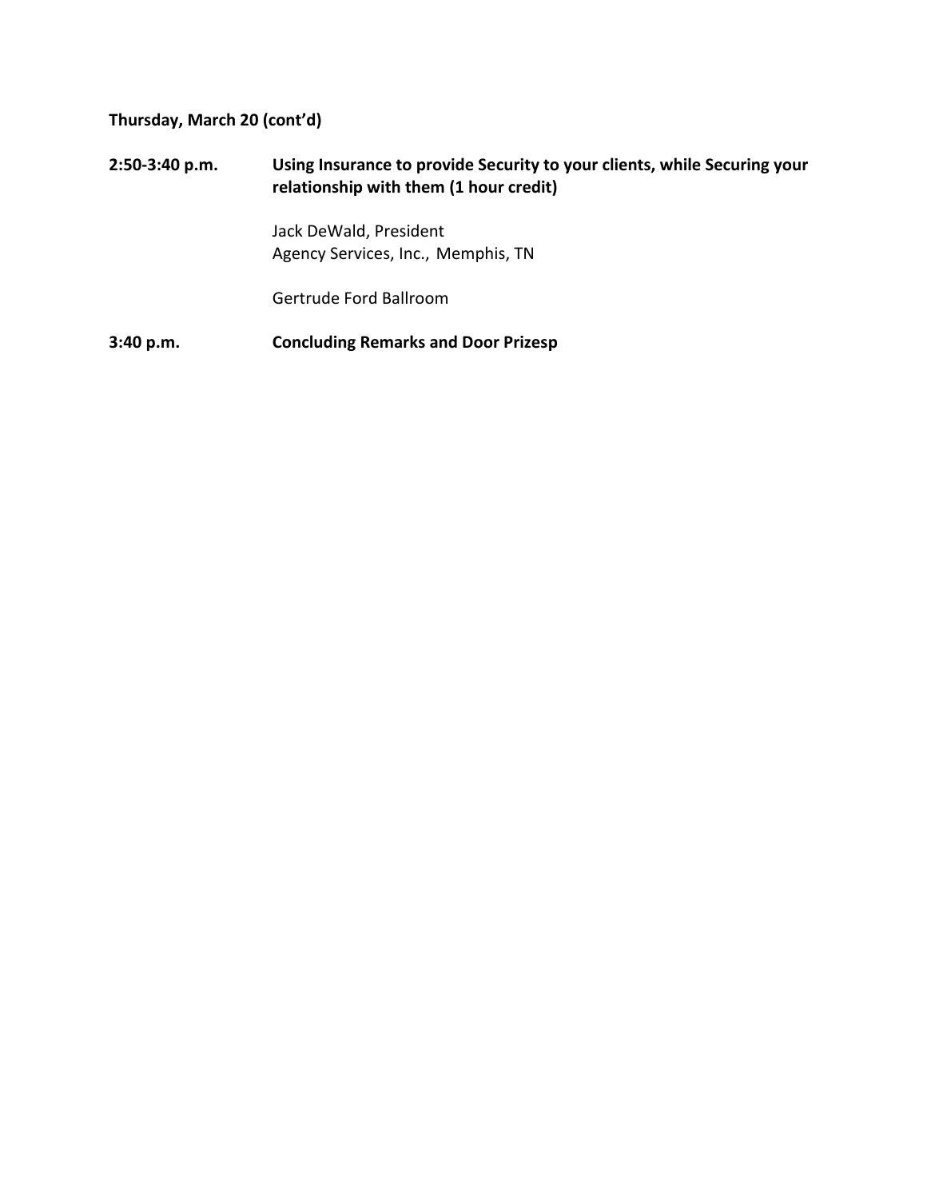**Thursday, March 20 (cont'd)**

**2:50-3:40 p.m.** **Using Insurance to provide Security to your clients, while Securing your relationship with them (1 hour credit)**

Jack DeWald, President
Agency Services, Inc., Memphis, TN

Gertrude Ford Ballroom

**3:40 p.m.** **Concluding Remarks and Door Prizesp**